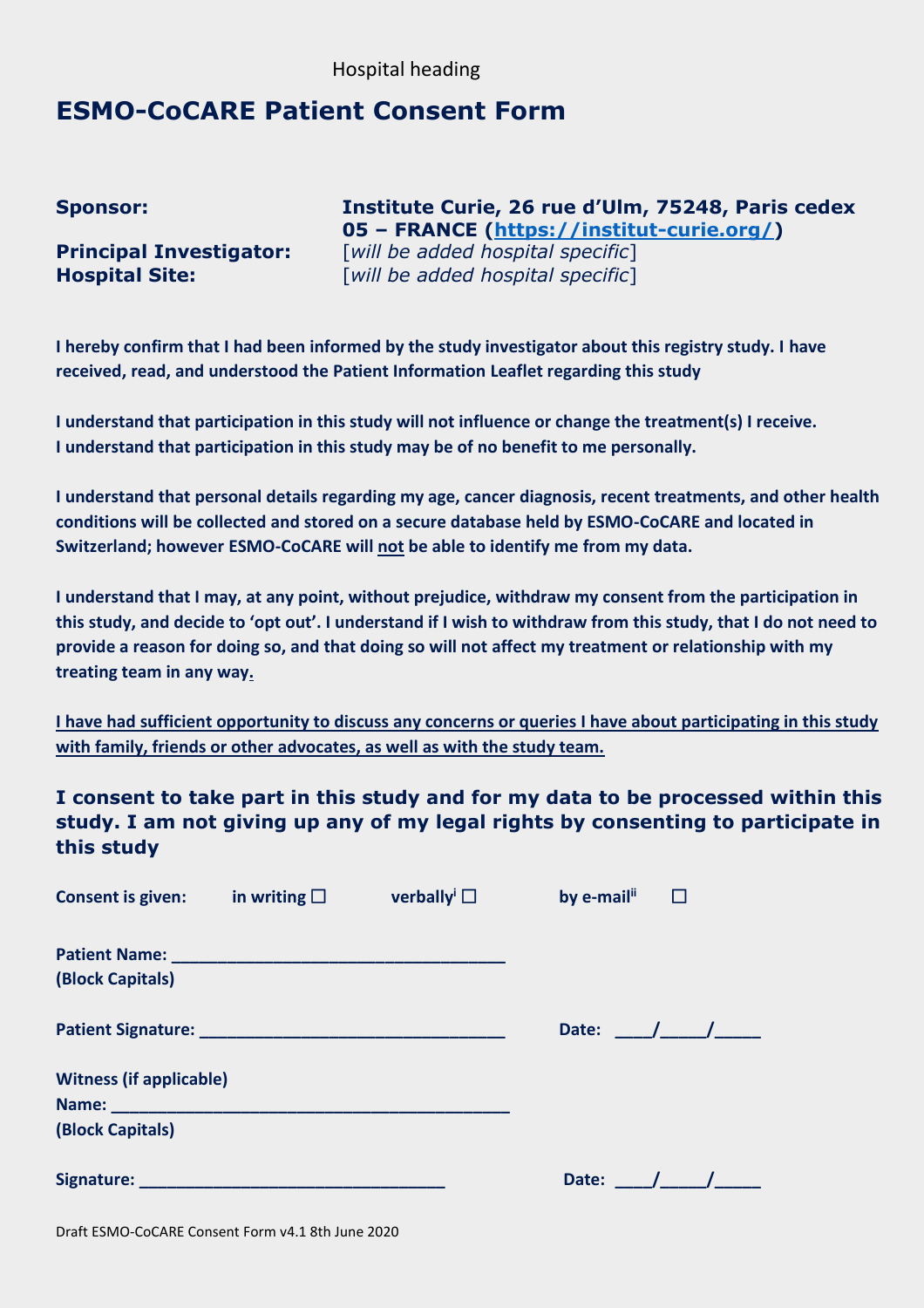Hospital heading

# ESMO-CoCARE Patient Consent Form

**Sponsor:** **Institute Curie, 26 rue d'Ulm, 75248, Paris cedex 05 – FRANCE ([https://institut-curie.org/](https://institut-curie.org/))**

**Principal Investigator:** [*will be added hospital specific*]

**Hospital Site:** [*will be added hospital specific*]

**I hereby confirm that I had been informed by the study investigator about this registry study. I have received, read, and understood the Patient Information Leaflet regarding this study**

**I understand that participation in this study will not influence or change the treatment(s) I receive. I understand that participation in this study may be of no benefit to me personally.**

**I understand that personal details regarding my age, cancer diagnosis, recent treatments, and other health conditions will be collected and stored on a secure database held by ESMO-CoCARE and located in Switzerland; however ESMO-CoCARE will <u>not</u> be able to identify me from my data.**

**I understand that I may, at any point, without prejudice, withdraw my consent from the participation in this study, and decide to 'opt out'. I understand if I wish to withdraw from this study, that I do not need to provide a reason for doing so, and that doing so will not affect my treatment or relationship with my treating team in any way.**

**<u>I have had sufficient opportunity to discuss any concerns or queries I have about participating in this study with family, friends or other advocates, as well as with the study team.</u>**

### I consent to take part in this study and for my data to be processed within this study. I am not giving up any of my legal rights by consenting to participate in this study

**Consent is given:** **in writing** ☐ **verbally**[i] ☐ **by e-mail**[ii] ☐

**Patient Name:** ___________________________________
**(Block Capitals)**

**Patient Signature:** ________________________________ **Date:** ____/_____/_____

**Witness (if applicable)**
**Name:** __________________________________________
**(Block Capitals)**

**Signature:** _______________________________ **Date:** ____/_____/_____

Draft ESMO-CoCARE Consent Form v4.1 8th June 2020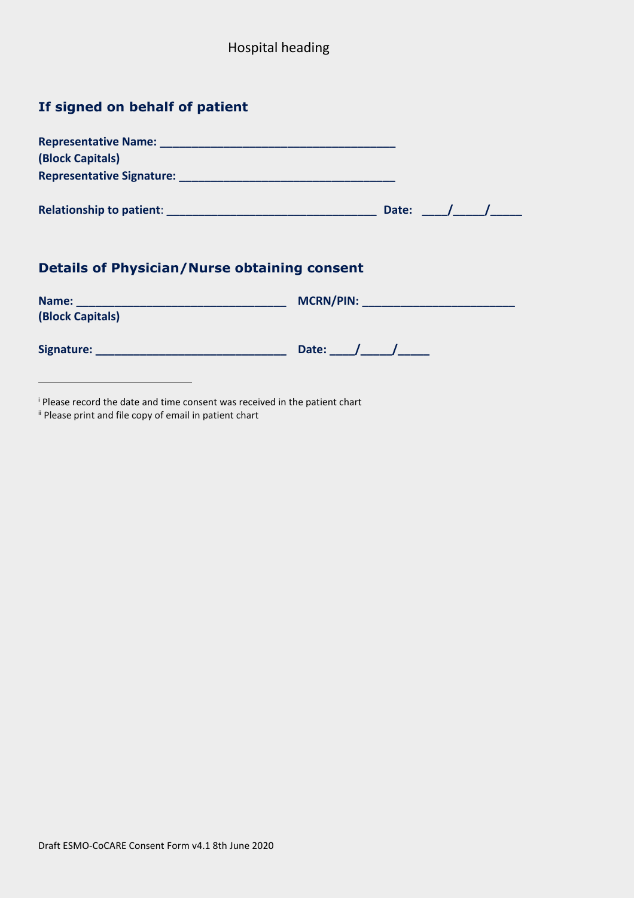Hospital heading

## If signed on behalf of patient

**Representative Name: ___________________________________**
**(Block Capitals)**
**Representative Signature: ________________________________**

**Relationship to patient**: _______________________________ **Date: ____/_____/_____**

## Details of Physician/Nurse obtaining consent

**Name: _______________________________** **MCRN/PIN: _______________________**
**(Block Capitals)**

**Signature: _____________________________** **Date: ____/_____/_____**

---

[i] Please record the date and time consent was received in the patient chart
[ii] Please print and file copy of email in patient chart

Draft ESMO-CoCARE Consent Form v4.1 8th June 2020